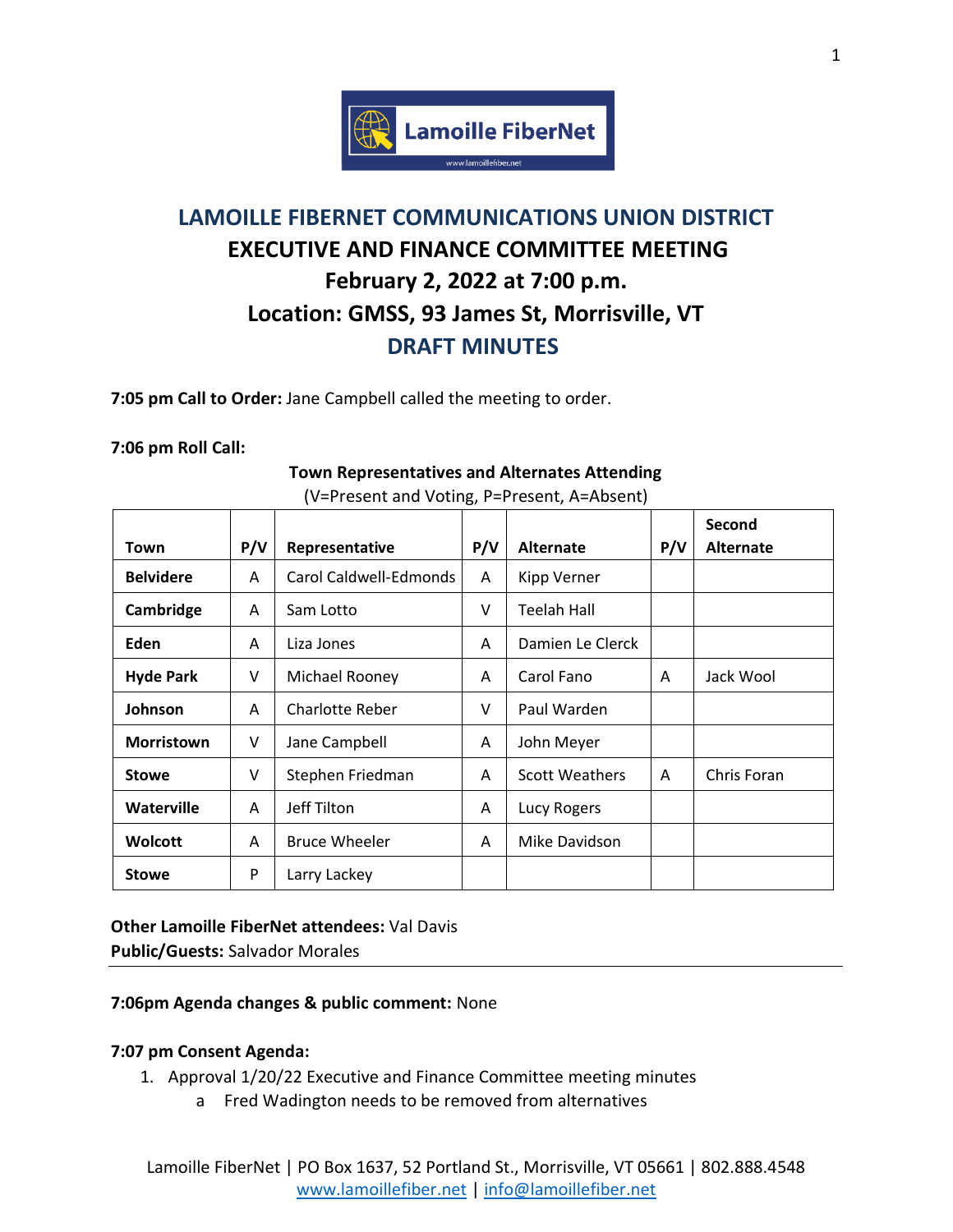# LAMOILLE FIBERNET COMMUNICATIONS UNION DISTRICT
## EXECUTIVE AND FINANCE COMMITTEE MEETING
## February 2, 2022 at 7:00 p.m.
## Location: GMSS, 93 James St, Morrisville, VT
## DRAFT MINUTES

**7:05 pm Call to Order:** Jane Campbell called the meeting to order.

**7:06 pm Roll Call:**

**Town Representatives and Alternates Attending**
(V=Present and Voting, P=Present, A=Absent)

| Town | P/V | Representative | P/V | Alternate | P/V | Second Alternate |
|---|---|---|---|---|---|---|
| **Belvidere** | A | Carol Caldwell-Edmonds | A | Kipp Verner | | |
| **Cambridge** | A | Sam Lotto | V | Teelah Hall | | |
| **Eden** | A | Liza Jones | A | Damien Le Clerck | | |
| **Hyde Park** | V | Michael Rooney | A | Carol Fano | A | Jack Wool |
| **Johnson** | A | Charlotte Reber | V | Paul Warden | | |
| **Morristown** | V | Jane Campbell | A | John Meyer | | |
| **Stowe** | V | Stephen Friedman | A | Scott Weathers | A | Chris Foran |
| **Waterville** | A | Jeff Tilton | A | Lucy Rogers | | |
| **Wolcott** | A | Bruce Wheeler | A | Mike Davidson | | |
| **Stowe** | P | Larry Lackey | | | | |

**Other Lamoille FiberNet attendees:** Val Davis
**Public/Guests:** Salvador Morales

---

**7:06pm Agenda changes & public comment:** None

**7:07 pm Consent Agenda:**

1. Approval 1/20/22 Executive and Finance Committee meeting minutes
   a. Fred Wadington needs to be removed from alternatives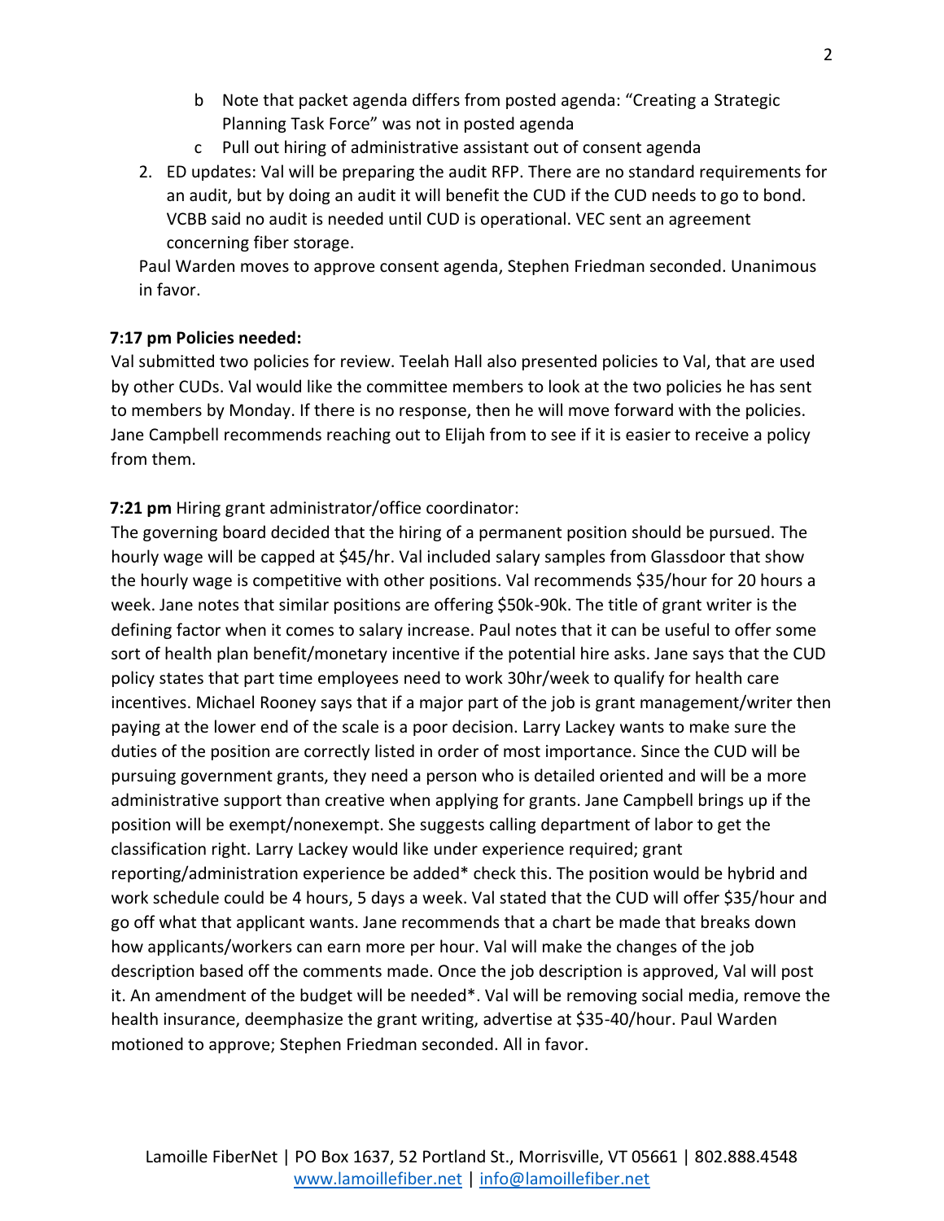b. Note that packet agenda differs from posted agenda: "Creating a Strategic Planning Task Force" was not in posted agenda

c. Pull out hiring of administrative assistant out of consent agenda

2. ED updates: Val will be preparing the audit RFP. There are no standard requirements for an audit, but by doing an audit it will benefit the CUD if the CUD needs to go to bond. VCBB said no audit is needed until CUD is operational. VEC sent an agreement concerning fiber storage.

Paul Warden moves to approve consent agenda, Stephen Friedman seconded. Unanimous in favor.

**7:17 pm Policies needed:**

Val submitted two policies for review. Teelah Hall also presented policies to Val, that are used by other CUDs. Val would like the committee members to look at the two policies he has sent to members by Monday. If there is no response, then he will move forward with the policies. Jane Campbell recommends reaching out to Elijah from to see if it is easier to receive a policy from them.

**7:21 pm** Hiring grant administrator/office coordinator:

The governing board decided that the hiring of a permanent position should be pursued. The hourly wage will be capped at $45/hr. Val included salary samples from Glassdoor that show the hourly wage is competitive with other positions. Val recommends $35/hour for 20 hours a week. Jane notes that similar positions are offering $50k-90k. The title of grant writer is the defining factor when it comes to salary increase. Paul notes that it can be useful to offer some sort of health plan benefit/monetary incentive if the potential hire asks. Jane says that the CUD policy states that part time employees need to work 30hr/week to qualify for health care incentives. Michael Rooney says that if a major part of the job is grant management/writer then paying at the lower end of the scale is a poor decision. Larry Lackey wants to make sure the duties of the position are correctly listed in order of most importance. Since the CUD will be pursuing government grants, they need a person who is detailed oriented and will be a more administrative support than creative when applying for grants. Jane Campbell brings up if the position will be exempt/nonexempt. She suggests calling department of labor to get the classification right. Larry Lackey would like under experience required; grant reporting/administration experience be added* check this. The position would be hybrid and work schedule could be 4 hours, 5 days a week. Val stated that the CUD will offer $35/hour and go off what that applicant wants. Jane recommends that a chart be made that breaks down how applicants/workers can earn more per hour. Val will make the changes of the job description based off the comments made. Once the job description is approved, Val will post it. An amendment of the budget will be needed*. Val will be removing social media, remove the health insurance, deemphasize the grant writing, advertise at $35-40/hour. Paul Warden motioned to approve; Stephen Friedman seconded. All in favor.

Lamoille FiberNet | PO Box 1637, 52 Portland St., Morrisville, VT 05661 | 802.888.4548
www.lamoillefiber.net | info@lamoillefiber.net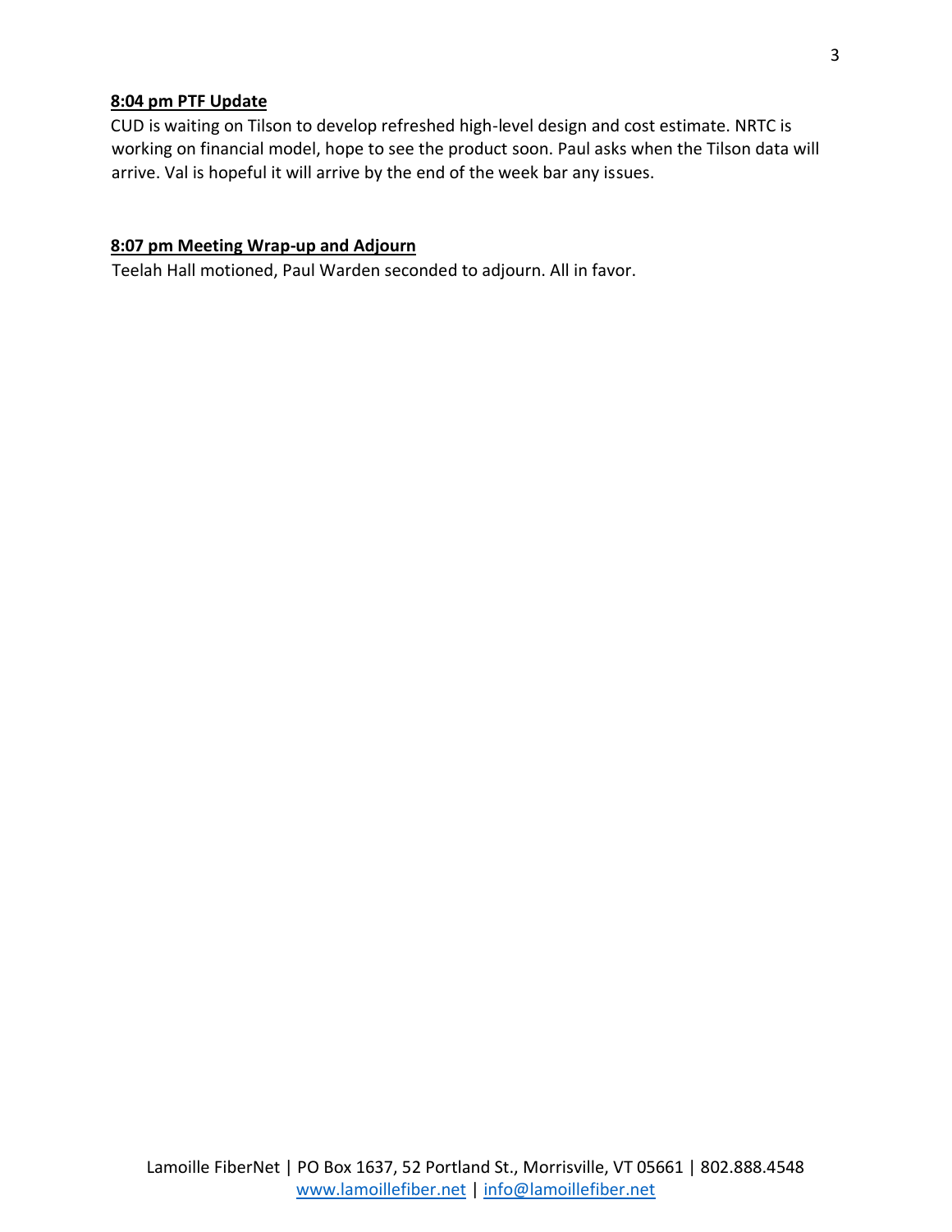**8:04 pm PTF Update**

CUD is waiting on Tilson to develop refreshed high-level design and cost estimate. NRTC is working on financial model, hope to see the product soon. Paul asks when the Tilson data will arrive. Val is hopeful it will arrive by the end of the week bar any issues.

**8:07 pm Meeting Wrap-up and Adjourn**

Teelah Hall motioned, Paul Warden seconded to adjourn. All in favor.